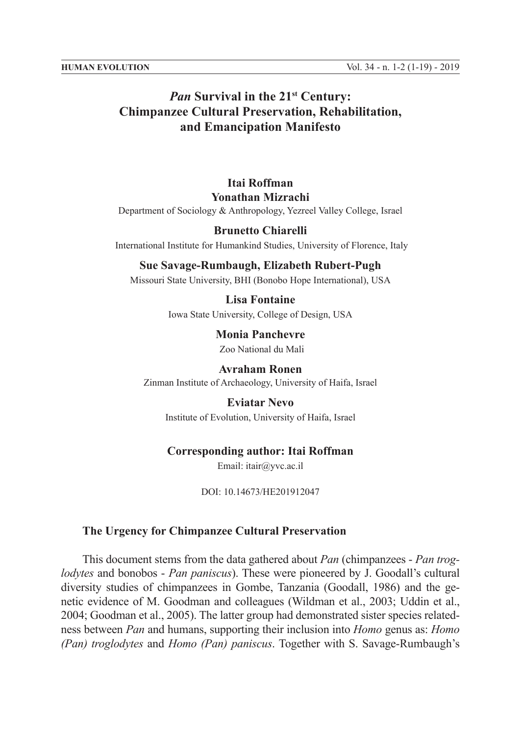# *Pan* Survival in the 21st Century: Chimpanzee Cultural Preservation, Rehabilitation, and Emancipation Manifesto

**Itai Roffman**
**Yonathan Mizrachi**
Department of Sociology & Anthropology, Yezreel Valley College, Israel

**Brunetto Chiarelli**
International Institute for Humankind Studies, University of Florence, Italy

**Sue Savage-Rumbaugh, Elizabeth Rubert-Pugh**
Missouri State University, BHI (Bonobo Hope International), USA

**Lisa Fontaine**
Iowa State University, College of Design, USA

**Monia Panchevre**
Zoo National du Mali

**Avraham Ronen**
Zinman Institute of Archaeology, University of Haifa, Israel

**Eviatar Nevo**
Institute of Evolution, University of Haifa, Israel

**Corresponding author: Itai Roffman**
Email: itair@yvc.ac.il

DOI: 10.14673/HE201912047

## The Urgency for Chimpanzee Cultural Preservation

This document stems from the data gathered about *Pan* (chimpanzees - *Pan troglodytes* and bonobos - *Pan paniscus*). These were pioneered by J. Goodall's cultural diversity studies of chimpanzees in Gombe, Tanzania (Goodall, 1986) and the genetic evidence of M. Goodman and colleagues (Wildman et al., 2003; Uddin et al., 2004; Goodman et al., 2005). The latter group had demonstrated sister species relatedness between *Pan* and humans, supporting their inclusion into *Homo* genus as: *Homo (Pan) troglodytes* and *Homo (Pan) paniscus*. Together with S. Savage-Rumbaugh's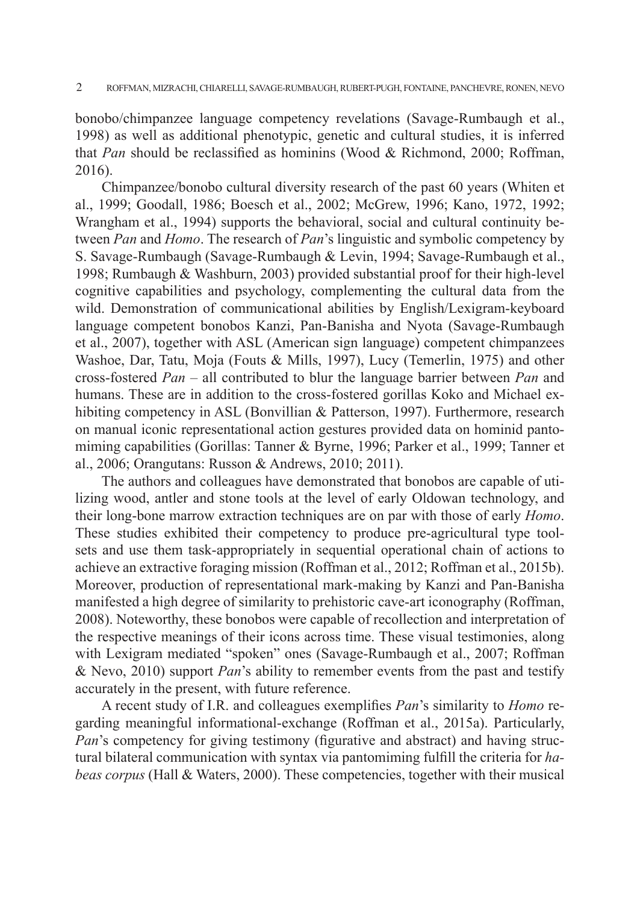bonobo/chimpanzee language competency revelations (Savage-Rumbaugh et al., 1998) as well as additional phenotypic, genetic and cultural studies, it is inferred that *Pan* should be reclassified as hominins (Wood & Richmond, 2000; Roffman, 2016).

Chimpanzee/bonobo cultural diversity research of the past 60 years (Whiten et al., 1999; Goodall, 1986; Boesch et al., 2002; McGrew, 1996; Kano, 1972, 1992; Wrangham et al., 1994) supports the behavioral, social and cultural continuity between *Pan* and *Homo*. The research of *Pan*'s linguistic and symbolic competency by S. Savage-Rumbaugh (Savage-Rumbaugh & Levin, 1994; Savage-Rumbaugh et al., 1998; Rumbaugh & Washburn, 2003) provided substantial proof for their high-level cognitive capabilities and psychology, complementing the cultural data from the wild. Demonstration of communicational abilities by English/Lexigram-keyboard language competent bonobos Kanzi, Pan-Banisha and Nyota (Savage-Rumbaugh et al., 2007), together with ASL (American sign language) competent chimpanzees Washoe, Dar, Tatu, Moja (Fouts & Mills, 1997), Lucy (Temerlin, 1975) and other cross-fostered *Pan* – all contributed to blur the language barrier between *Pan* and humans. These are in addition to the cross-fostered gorillas Koko and Michael exhibiting competency in ASL (Bonvillian & Patterson, 1997). Furthermore, research on manual iconic representational action gestures provided data on hominid pantomiming capabilities (Gorillas: Tanner & Byrne, 1996; Parker et al., 1999; Tanner et al., 2006; Orangutans: Russon & Andrews, 2010; 2011).

The authors and colleagues have demonstrated that bonobos are capable of utilizing wood, antler and stone tools at the level of early Oldowan technology, and their long-bone marrow extraction techniques are on par with those of early *Homo*. These studies exhibited their competency to produce pre-agricultural type toolsets and use them task-appropriately in sequential operational chain of actions to achieve an extractive foraging mission (Roffman et al., 2012; Roffman et al., 2015b). Moreover, production of representational mark-making by Kanzi and Pan-Banisha manifested a high degree of similarity to prehistoric cave-art iconography (Roffman, 2008). Noteworthy, these bonobos were capable of recollection and interpretation of the respective meanings of their icons across time. These visual testimonies, along with Lexigram mediated "spoken" ones (Savage-Rumbaugh et al., 2007; Roffman & Nevo, 2010) support *Pan*'s ability to remember events from the past and testify accurately in the present, with future reference.

A recent study of I.R. and colleagues exemplifies *Pan*'s similarity to *Homo* regarding meaningful informational-exchange (Roffman et al., 2015a). Particularly, *Pan*'s competency for giving testimony (figurative and abstract) and having structural bilateral communication with syntax via pantomiming fulfill the criteria for *habeas corpus* (Hall & Waters, 2000). These competencies, together with their musical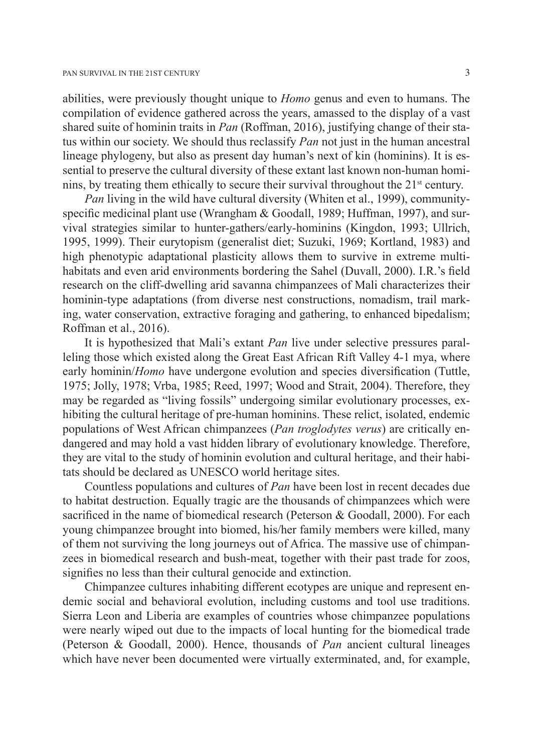abilities, were previously thought unique to *Homo* genus and even to humans. The compilation of evidence gathered across the years, amassed to the display of a vast shared suite of hominin traits in *Pan* (Roffman, 2016), justifying change of their status within our society. We should thus reclassify *Pan* not just in the human ancestral lineage phylogeny, but also as present day human's next of kin (hominins). It is essential to preserve the cultural diversity of these extant last known non-human hominins, by treating them ethically to secure their survival throughout the 21st century.

*Pan* living in the wild have cultural diversity (Whiten et al., 1999), community-specific medicinal plant use (Wrangham & Goodall, 1989; Huffman, 1997), and survival strategies similar to hunter-gathers/early-hominins (Kingdon, 1993; Ullrich, 1995, 1999). Their eurytopism (generalist diet; Suzuki, 1969; Kortland, 1983) and high phenotypic adaptational plasticity allows them to survive in extreme multi-habitats and even arid environments bordering the Sahel (Duvall, 2000). I.R.'s field research on the cliff-dwelling arid savanna chimpanzees of Mali characterizes their hominin-type adaptations (from diverse nest constructions, nomadism, trail marking, water conservation, extractive foraging and gathering, to enhanced bipedalism; Roffman et al., 2016).

It is hypothesized that Mali's extant *Pan* live under selective pressures paralleling those which existed along the Great East African Rift Valley 4-1 mya, where early hominin/*Homo* have undergone evolution and species diversification (Tuttle, 1975; Jolly, 1978; Vrba, 1985; Reed, 1997; Wood and Strait, 2004). Therefore, they may be regarded as "living fossils" undergoing similar evolutionary processes, exhibiting the cultural heritage of pre-human hominins. These relict, isolated, endemic populations of West African chimpanzees (*Pan troglodytes verus*) are critically endangered and may hold a vast hidden library of evolutionary knowledge. Therefore, they are vital to the study of hominin evolution and cultural heritage, and their habitats should be declared as UNESCO world heritage sites.

Countless populations and cultures of *Pan* have been lost in recent decades due to habitat destruction. Equally tragic are the thousands of chimpanzees which were sacrificed in the name of biomedical research (Peterson & Goodall, 2000). For each young chimpanzee brought into biomed, his/her family members were killed, many of them not surviving the long journeys out of Africa. The massive use of chimpanzees in biomedical research and bush-meat, together with their past trade for zoos, signifies no less than their cultural genocide and extinction.

Chimpanzee cultures inhabiting different ecotypes are unique and represent endemic social and behavioral evolution, including customs and tool use traditions. Sierra Leon and Liberia are examples of countries whose chimpanzee populations were nearly wiped out due to the impacts of local hunting for the biomedical trade (Peterson & Goodall, 2000). Hence, thousands of *Pan* ancient cultural lineages which have never been documented were virtually exterminated, and, for example,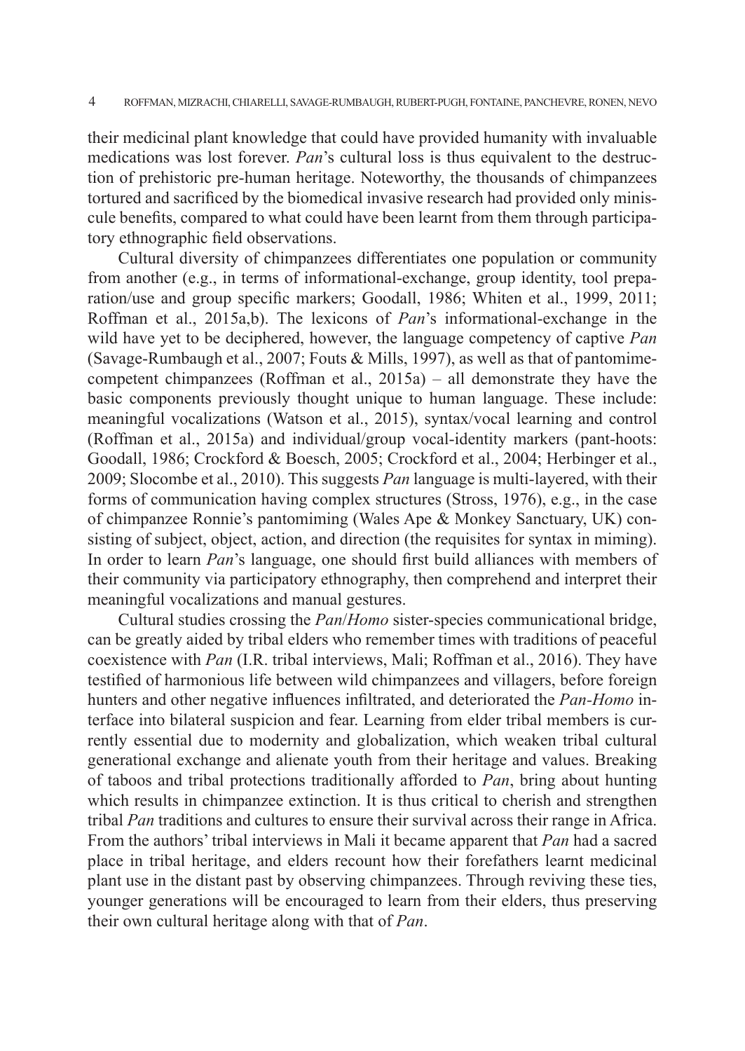their medicinal plant knowledge that could have provided humanity with invaluable medications was lost forever. *Pan*'s cultural loss is thus equivalent to the destruction of prehistoric pre-human heritage. Noteworthy, the thousands of chimpanzees tortured and sacrificed by the biomedical invasive research had provided only miniscule benefits, compared to what could have been learnt from them through participatory ethnographic field observations.

Cultural diversity of chimpanzees differentiates one population or community from another (e.g., in terms of informational-exchange, group identity, tool preparation/use and group specific markers; Goodall, 1986; Whiten et al., 1999, 2011; Roffman et al., 2015a,b). The lexicons of *Pan*'s informational-exchange in the wild have yet to be deciphered, however, the language competency of captive *Pan* (Savage-Rumbaugh et al., 2007; Fouts & Mills, 1997), as well as that of pantomime-competent chimpanzees (Roffman et al., 2015a) – all demonstrate they have the basic components previously thought unique to human language. These include: meaningful vocalizations (Watson et al., 2015), syntax/vocal learning and control (Roffman et al., 2015a) and individual/group vocal-identity markers (pant-hoots: Goodall, 1986; Crockford & Boesch, 2005; Crockford et al., 2004; Herbinger et al., 2009; Slocombe et al., 2010). This suggests *Pan* language is multi-layered, with their forms of communication having complex structures (Stross, 1976), e.g., in the case of chimpanzee Ronnie's pantomiming (Wales Ape & Monkey Sanctuary, UK) consisting of subject, object, action, and direction (the requisites for syntax in miming). In order to learn *Pan*'s language, one should first build alliances with members of their community via participatory ethnography, then comprehend and interpret their meaningful vocalizations and manual gestures.

Cultural studies crossing the *Pan*/*Homo* sister-species communicational bridge, can be greatly aided by tribal elders who remember times with traditions of peaceful coexistence with *Pan* (I.R. tribal interviews, Mali; Roffman et al., 2016). They have testified of harmonious life between wild chimpanzees and villagers, before foreign hunters and other negative influences infiltrated, and deteriorated the *Pan-Homo* interface into bilateral suspicion and fear. Learning from elder tribal members is currently essential due to modernity and globalization, which weaken tribal cultural generational exchange and alienate youth from their heritage and values. Breaking of taboos and tribal protections traditionally afforded to *Pan*, bring about hunting which results in chimpanzee extinction. It is thus critical to cherish and strengthen tribal *Pan* traditions and cultures to ensure their survival across their range in Africa. From the authors' tribal interviews in Mali it became apparent that *Pan* had a sacred place in tribal heritage, and elders recount how their forefathers learnt medicinal plant use in the distant past by observing chimpanzees. Through reviving these ties, younger generations will be encouraged to learn from their elders, thus preserving their own cultural heritage along with that of *Pan*.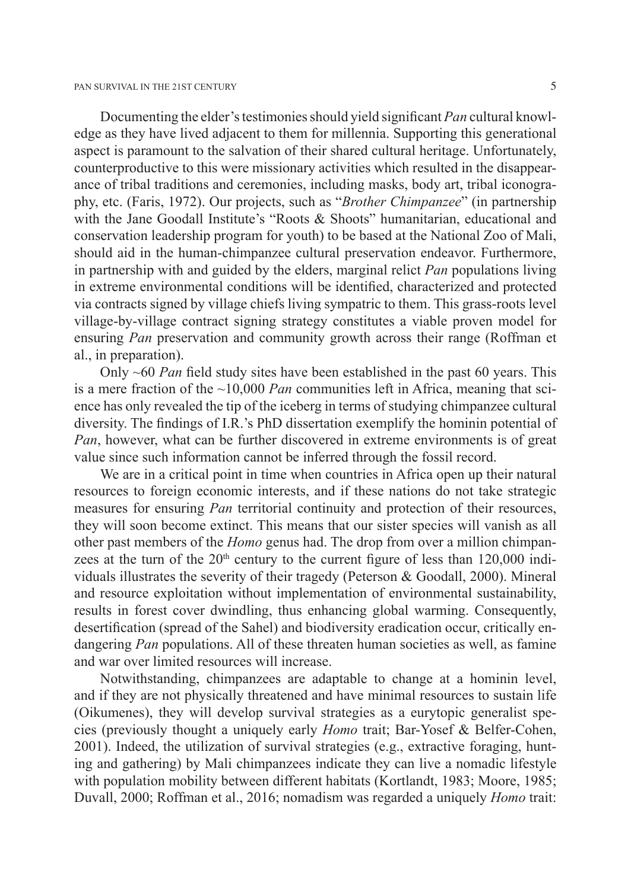Documenting the elder's testimonies should yield significant *Pan* cultural knowledge as they have lived adjacent to them for millennia. Supporting this generational aspect is paramount to the salvation of their shared cultural heritage. Unfortunately, counterproductive to this were missionary activities which resulted in the disappearance of tribal traditions and ceremonies, including masks, body art, tribal iconography, etc. (Faris, 1972). Our projects, such as "*Brother Chimpanzee*" (in partnership with the Jane Goodall Institute's "Roots & Shoots" humanitarian, educational and conservation leadership program for youth) to be based at the National Zoo of Mali, should aid in the human-chimpanzee cultural preservation endeavor. Furthermore, in partnership with and guided by the elders, marginal relict *Pan* populations living in extreme environmental conditions will be identified, characterized and protected via contracts signed by village chiefs living sympatric to them. This grass-roots level village-by-village contract signing strategy constitutes a viable proven model for ensuring *Pan* preservation and community growth across their range (Roffman et al., in preparation).

Only ~60 *Pan* field study sites have been established in the past 60 years. This is a mere fraction of the ~10,000 *Pan* communities left in Africa, meaning that science has only revealed the tip of the iceberg in terms of studying chimpanzee cultural diversity. The findings of I.R.'s PhD dissertation exemplify the hominin potential of *Pan*, however, what can be further discovered in extreme environments is of great value since such information cannot be inferred through the fossil record.

We are in a critical point in time when countries in Africa open up their natural resources to foreign economic interests, and if these nations do not take strategic measures for ensuring *Pan* territorial continuity and protection of their resources, they will soon become extinct. This means that our sister species will vanish as all other past members of the *Homo* genus had. The drop from over a million chimpanzees at the turn of the 20th century to the current figure of less than 120,000 individuals illustrates the severity of their tragedy (Peterson & Goodall, 2000). Mineral and resource exploitation without implementation of environmental sustainability, results in forest cover dwindling, thus enhancing global warming. Consequently, desertification (spread of the Sahel) and biodiversity eradication occur, critically endangering *Pan* populations. All of these threaten human societies as well, as famine and war over limited resources will increase.

Notwithstanding, chimpanzees are adaptable to change at a hominin level, and if they are not physically threatened and have minimal resources to sustain life (Oikumenes), they will develop survival strategies as a eurytopic generalist species (previously thought a uniquely early *Homo* trait; Bar-Yosef & Belfer-Cohen, 2001). Indeed, the utilization of survival strategies (e.g., extractive foraging, hunting and gathering) by Mali chimpanzees indicate they can live a nomadic lifestyle with population mobility between different habitats (Kortlandt, 1983; Moore, 1985; Duvall, 2000; Roffman et al., 2016; nomadism was regarded a uniquely *Homo* trait: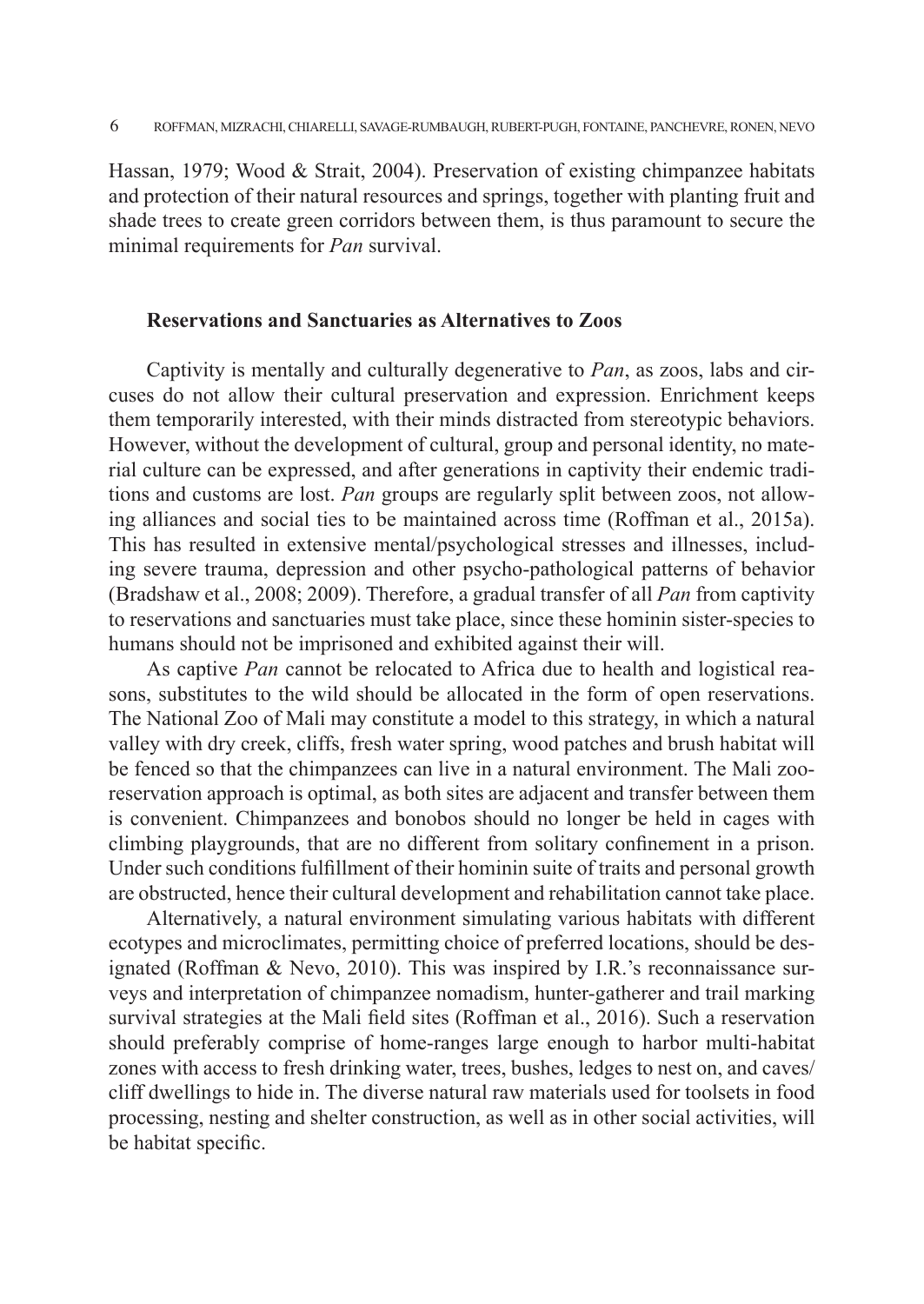Hassan, 1979; Wood & Strait, 2004). Preservation of existing chimpanzee habitats and protection of their natural resources and springs, together with planting fruit and shade trees to create green corridors between them, is thus paramount to secure the minimal requirements for *Pan* survival.

## Reservations and Sanctuaries as Alternatives to Zoos

Captivity is mentally and culturally degenerative to *Pan*, as zoos, labs and circuses do not allow their cultural preservation and expression. Enrichment keeps them temporarily interested, with their minds distracted from stereotypic behaviors. However, without the development of cultural, group and personal identity, no material culture can be expressed, and after generations in captivity their endemic traditions and customs are lost. *Pan* groups are regularly split between zoos, not allowing alliances and social ties to be maintained across time (Roffman et al., 2015a). This has resulted in extensive mental/psychological stresses and illnesses, including severe trauma, depression and other psycho-pathological patterns of behavior (Bradshaw et al., 2008; 2009). Therefore, a gradual transfer of all *Pan* from captivity to reservations and sanctuaries must take place, since these hominin sister-species to humans should not be imprisoned and exhibited against their will.

As captive *Pan* cannot be relocated to Africa due to health and logistical reasons, substitutes to the wild should be allocated in the form of open reservations. The National Zoo of Mali may constitute a model to this strategy, in which a natural valley with dry creek, cliffs, fresh water spring, wood patches and brush habitat will be fenced so that the chimpanzees can live in a natural environment. The Mali zoo-reservation approach is optimal, as both sites are adjacent and transfer between them is convenient. Chimpanzees and bonobos should no longer be held in cages with climbing playgrounds, that are no different from solitary confinement in a prison. Under such conditions fulfillment of their hominin suite of traits and personal growth are obstructed, hence their cultural development and rehabilitation cannot take place.

Alternatively, a natural environment simulating various habitats with different ecotypes and microclimates, permitting choice of preferred locations, should be designated (Roffman & Nevo, 2010). This was inspired by I.R.'s reconnaissance surveys and interpretation of chimpanzee nomadism, hunter-gatherer and trail marking survival strategies at the Mali field sites (Roffman et al., 2016). Such a reservation should preferably comprise of home-ranges large enough to harbor multi-habitat zones with access to fresh drinking water, trees, bushes, ledges to nest on, and caves/cliff dwellings to hide in. The diverse natural raw materials used for toolsets in food processing, nesting and shelter construction, as well as in other social activities, will be habitat specific.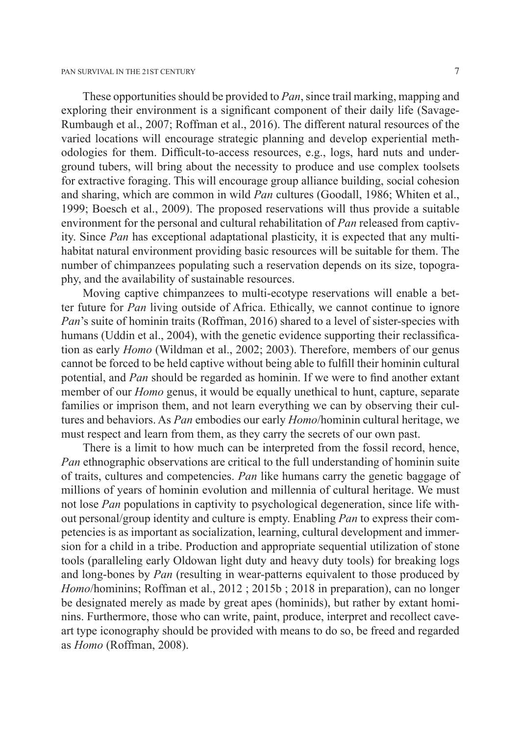These opportunities should be provided to *Pan*, since trail marking, mapping and exploring their environment is a significant component of their daily life (Savage-Rumbaugh et al., 2007; Roffman et al., 2016). The different natural resources of the varied locations will encourage strategic planning and develop experiential methodologies for them. Difficult-to-access resources, e.g., logs, hard nuts and underground tubers, will bring about the necessity to produce and use complex toolsets for extractive foraging. This will encourage group alliance building, social cohesion and sharing, which are common in wild *Pan* cultures (Goodall, 1986; Whiten et al., 1999; Boesch et al., 2009). The proposed reservations will thus provide a suitable environment for the personal and cultural rehabilitation of *Pan* released from captivity. Since *Pan* has exceptional adaptational plasticity, it is expected that any multi-habitat natural environment providing basic resources will be suitable for them. The number of chimpanzees populating such a reservation depends on its size, topography, and the availability of sustainable resources.

Moving captive chimpanzees to multi-ecotype reservations will enable a better future for *Pan* living outside of Africa. Ethically, we cannot continue to ignore *Pan*'s suite of hominin traits (Roffman, 2016) shared to a level of sister-species with humans (Uddin et al., 2004), with the genetic evidence supporting their reclassification as early *Homo* (Wildman et al., 2002; 2003). Therefore, members of our genus cannot be forced to be held captive without being able to fulfill their hominin cultural potential, and *Pan* should be regarded as hominin. If we were to find another extant member of our *Homo* genus, it would be equally unethical to hunt, capture, separate families or imprison them, and not learn everything we can by observing their cultures and behaviors. As *Pan* embodies our early *Homo*/hominin cultural heritage, we must respect and learn from them, as they carry the secrets of our own past.

There is a limit to how much can be interpreted from the fossil record, hence, *Pan* ethnographic observations are critical to the full understanding of hominin suite of traits, cultures and competencies. *Pan* like humans carry the genetic baggage of millions of years of hominin evolution and millennia of cultural heritage. We must not lose *Pan* populations in captivity to psychological degeneration, since life without personal/group identity and culture is empty. Enabling *Pan* to express their competencies is as important as socialization, learning, cultural development and immersion for a child in a tribe. Production and appropriate sequential utilization of stone tools (paralleling early Oldowan light duty and heavy duty tools) for breaking logs and long-bones by *Pan* (resulting in wear-patterns equivalent to those produced by *Homo*/hominins; Roffman et al., 2012 ; 2015b ; 2018 in preparation), can no longer be designated merely as made by great apes (hominids), but rather by extant hominins. Furthermore, those who can write, paint, produce, interpret and recollect cave-art type iconography should be provided with means to do so, be freed and regarded as *Homo* (Roffman, 2008).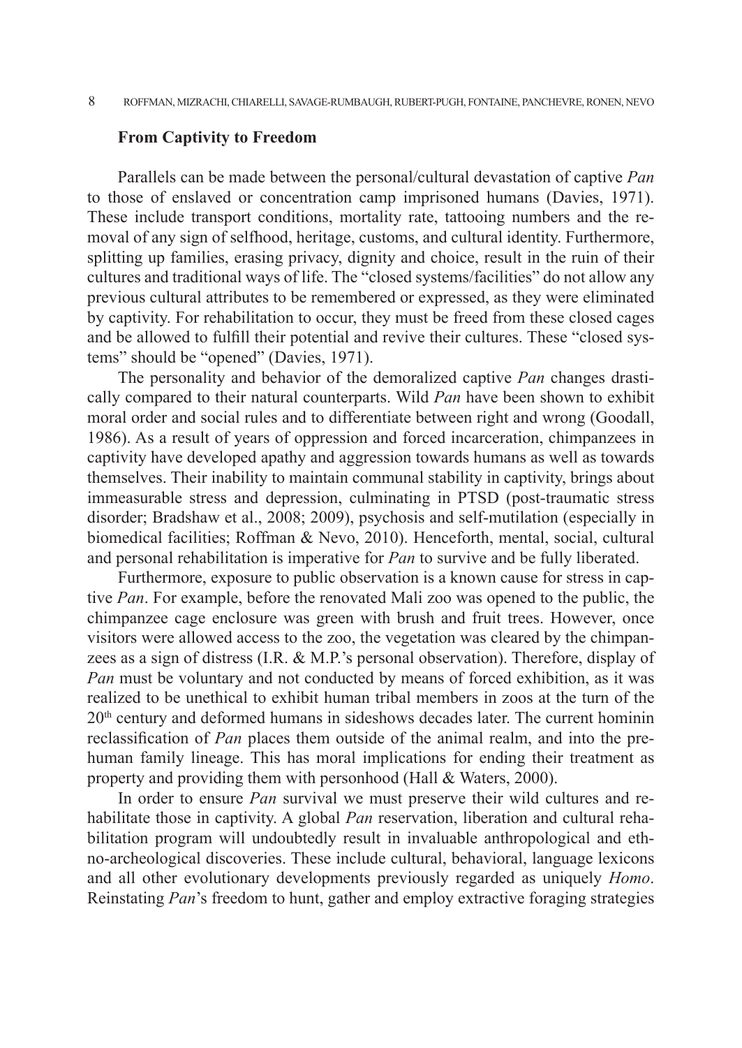### From Captivity to Freedom

Parallels can be made between the personal/cultural devastation of captive *Pan* to those of enslaved or concentration camp imprisoned humans (Davies, 1971). These include transport conditions, mortality rate, tattooing numbers and the removal of any sign of selfhood, heritage, customs, and cultural identity. Furthermore, splitting up families, erasing privacy, dignity and choice, result in the ruin of their cultures and traditional ways of life. The "closed systems/facilities" do not allow any previous cultural attributes to be remembered or expressed, as they were eliminated by captivity. For rehabilitation to occur, they must be freed from these closed cages and be allowed to fulfill their potential and revive their cultures. These "closed systems" should be "opened" (Davies, 1971).

The personality and behavior of the demoralized captive *Pan* changes drastically compared to their natural counterparts. Wild *Pan* have been shown to exhibit moral order and social rules and to differentiate between right and wrong (Goodall, 1986). As a result of years of oppression and forced incarceration, chimpanzees in captivity have developed apathy and aggression towards humans as well as towards themselves. Their inability to maintain communal stability in captivity, brings about immeasurable stress and depression, culminating in PTSD (post-traumatic stress disorder; Bradshaw et al., 2008; 2009), psychosis and self-mutilation (especially in biomedical facilities; Roffman & Nevo, 2010). Henceforth, mental, social, cultural and personal rehabilitation is imperative for *Pan* to survive and be fully liberated.

Furthermore, exposure to public observation is a known cause for stress in captive *Pan*. For example, before the renovated Mali zoo was opened to the public, the chimpanzee cage enclosure was green with brush and fruit trees. However, once visitors were allowed access to the zoo, the vegetation was cleared by the chimpanzees as a sign of distress (I.R. & M.P.'s personal observation). Therefore, display of *Pan* must be voluntary and not conducted by means of forced exhibition, as it was realized to be unethical to exhibit human tribal members in zoos at the turn of the 20th century and deformed humans in sideshows decades later. The current hominin reclassification of *Pan* places them outside of the animal realm, and into the pre-human family lineage. This has moral implications for ending their treatment as property and providing them with personhood (Hall & Waters, 2000).

In order to ensure *Pan* survival we must preserve their wild cultures and rehabilitate those in captivity. A global *Pan* reservation, liberation and cultural rehabilitation program will undoubtedly result in invaluable anthropological and ethno-archeological discoveries. These include cultural, behavioral, language lexicons and all other evolutionary developments previously regarded as uniquely *Homo*. Reinstating *Pan*'s freedom to hunt, gather and employ extractive foraging strategies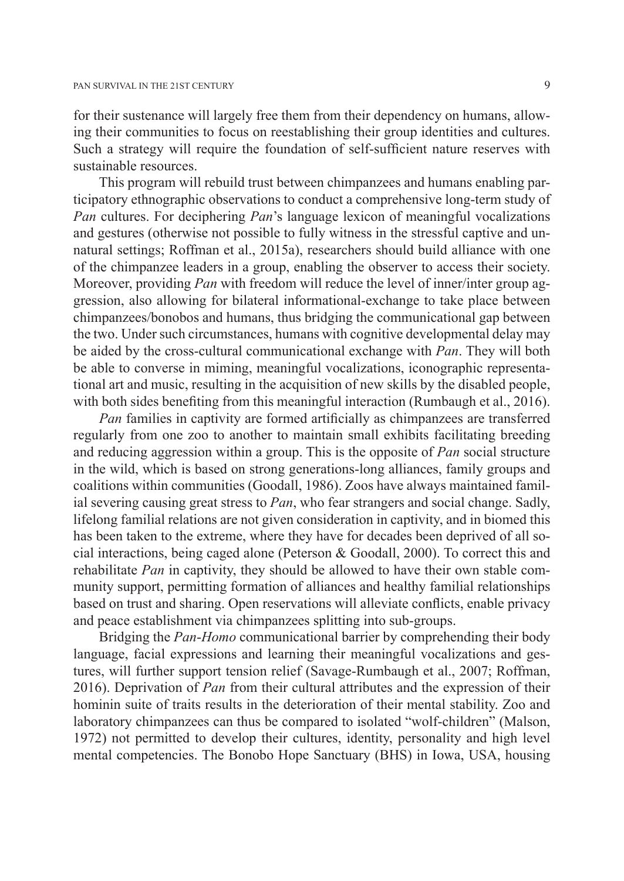for their sustenance will largely free them from their dependency on humans, allowing their communities to focus on reestablishing their group identities and cultures. Such a strategy will require the foundation of self-sufficient nature reserves with sustainable resources.

This program will rebuild trust between chimpanzees and humans enabling participatory ethnographic observations to conduct a comprehensive long-term study of *Pan* cultures. For deciphering *Pan*'s language lexicon of meaningful vocalizations and gestures (otherwise not possible to fully witness in the stressful captive and unnatural settings; Roffman et al., 2015a), researchers should build alliance with one of the chimpanzee leaders in a group, enabling the observer to access their society. Moreover, providing *Pan* with freedom will reduce the level of inner/inter group aggression, also allowing for bilateral informational-exchange to take place between chimpanzees/bonobos and humans, thus bridging the communicational gap between the two. Under such circumstances, humans with cognitive developmental delay may be aided by the cross-cultural communicational exchange with *Pan*. They will both be able to converse in miming, meaningful vocalizations, iconographic representational art and music, resulting in the acquisition of new skills by the disabled people, with both sides benefiting from this meaningful interaction (Rumbaugh et al., 2016).

*Pan* families in captivity are formed artificially as chimpanzees are transferred regularly from one zoo to another to maintain small exhibits facilitating breeding and reducing aggression within a group. This is the opposite of *Pan* social structure in the wild, which is based on strong generations-long alliances, family groups and coalitions within communities (Goodall, 1986). Zoos have always maintained familial severing causing great stress to *Pan*, who fear strangers and social change. Sadly, lifelong familial relations are not given consideration in captivity, and in biomed this has been taken to the extreme, where they have for decades been deprived of all social interactions, being caged alone (Peterson & Goodall, 2000). To correct this and rehabilitate *Pan* in captivity, they should be allowed to have their own stable community support, permitting formation of alliances and healthy familial relationships based on trust and sharing. Open reservations will alleviate conflicts, enable privacy and peace establishment via chimpanzees splitting into sub-groups.

Bridging the *Pan*-*Homo* communicational barrier by comprehending their body language, facial expressions and learning their meaningful vocalizations and gestures, will further support tension relief (Savage-Rumbaugh et al., 2007; Roffman, 2016). Deprivation of *Pan* from their cultural attributes and the expression of their hominin suite of traits results in the deterioration of their mental stability. Zoo and laboratory chimpanzees can thus be compared to isolated "wolf-children" (Malson, 1972) not permitted to develop their cultures, identity, personality and high level mental competencies. The Bonobo Hope Sanctuary (BHS) in Iowa, USA, housing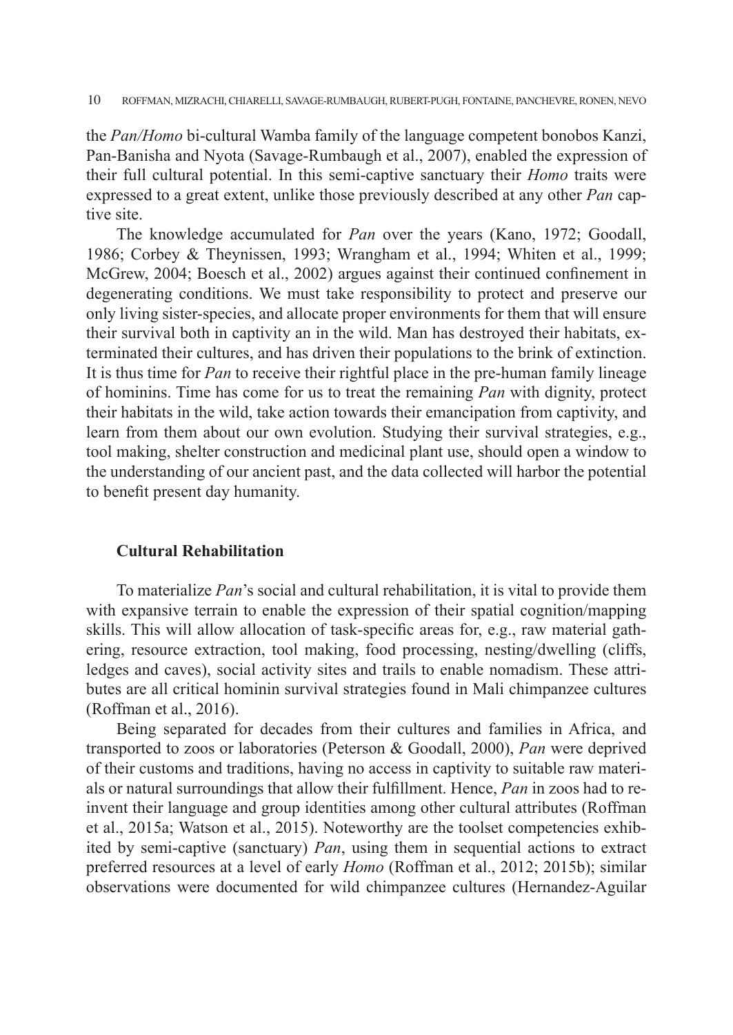the *Pan/Homo* bi-cultural Wamba family of the language competent bonobos Kanzi, Pan-Banisha and Nyota (Savage-Rumbaugh et al., 2007), enabled the expression of their full cultural potential. In this semi-captive sanctuary their *Homo* traits were expressed to a great extent, unlike those previously described at any other *Pan* captive site.

The knowledge accumulated for *Pan* over the years (Kano, 1972; Goodall, 1986; Corbey & Theynissen, 1993; Wrangham et al., 1994; Whiten et al., 1999; McGrew, 2004; Boesch et al., 2002) argues against their continued confinement in degenerating conditions. We must take responsibility to protect and preserve our only living sister-species, and allocate proper environments for them that will ensure their survival both in captivity an in the wild. Man has destroyed their habitats, exterminated their cultures, and has driven their populations to the brink of extinction. It is thus time for *Pan* to receive their rightful place in the pre-human family lineage of hominins. Time has come for us to treat the remaining *Pan* with dignity, protect their habitats in the wild, take action towards their emancipation from captivity, and learn from them about our own evolution. Studying their survival strategies, e.g., tool making, shelter construction and medicinal plant use, should open a window to the understanding of our ancient past, and the data collected will harbor the potential to benefit present day humanity.

## Cultural Rehabilitation

To materialize *Pan*'s social and cultural rehabilitation, it is vital to provide them with expansive terrain to enable the expression of their spatial cognition/mapping skills. This will allow allocation of task-specific areas for, e.g., raw material gathering, resource extraction, tool making, food processing, nesting/dwelling (cliffs, ledges and caves), social activity sites and trails to enable nomadism. These attributes are all critical hominin survival strategies found in Mali chimpanzee cultures (Roffman et al., 2016).

Being separated for decades from their cultures and families in Africa, and transported to zoos or laboratories (Peterson & Goodall, 2000), *Pan* were deprived of their customs and traditions, having no access in captivity to suitable raw materials or natural surroundings that allow their fulfillment. Hence, *Pan* in zoos had to reinvent their language and group identities among other cultural attributes (Roffman et al., 2015a; Watson et al., 2015). Noteworthy are the toolset competencies exhibited by semi-captive (sanctuary) *Pan*, using them in sequential actions to extract preferred resources at a level of early *Homo* (Roffman et al., 2012; 2015b); similar observations were documented for wild chimpanzee cultures (Hernandez-Aguilar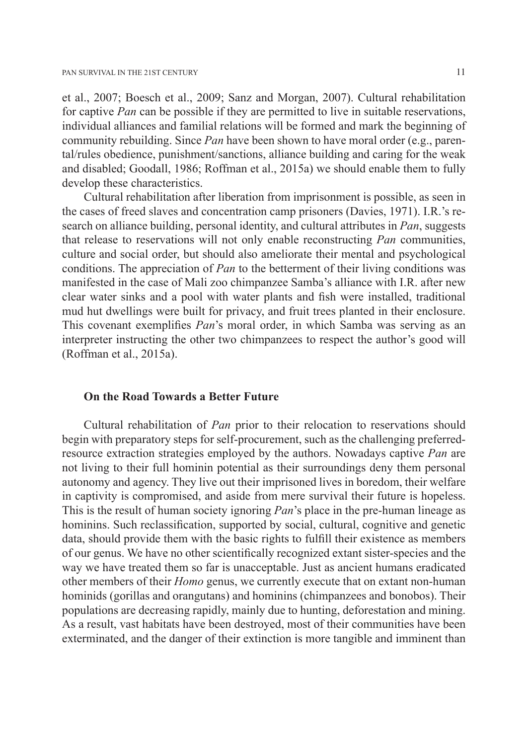et al., 2007; Boesch et al., 2009; Sanz and Morgan, 2007). Cultural rehabilitation for captive *Pan* can be possible if they are permitted to live in suitable reservations, individual alliances and familial relations will be formed and mark the beginning of community rebuilding. Since *Pan* have been shown to have moral order (e.g., parental/rules obedience, punishment/sanctions, alliance building and caring for the weak and disabled; Goodall, 1986; Roffman et al., 2015a) we should enable them to fully develop these characteristics.

Cultural rehabilitation after liberation from imprisonment is possible, as seen in the cases of freed slaves and concentration camp prisoners (Davies, 1971). I.R.'s research on alliance building, personal identity, and cultural attributes in *Pan*, suggests that release to reservations will not only enable reconstructing *Pan* communities, culture and social order, but should also ameliorate their mental and psychological conditions. The appreciation of *Pan* to the betterment of their living conditions was manifested in the case of Mali zoo chimpanzee Samba's alliance with I.R. after new clear water sinks and a pool with water plants and fish were installed, traditional mud hut dwellings were built for privacy, and fruit trees planted in their enclosure. This covenant exemplifies *Pan*'s moral order, in which Samba was serving as an interpreter instructing the other two chimpanzees to respect the author's good will (Roffman et al., 2015a).

## On the Road Towards a Better Future

Cultural rehabilitation of *Pan* prior to their relocation to reservations should begin with preparatory steps for self-procurement, such as the challenging preferred-resource extraction strategies employed by the authors. Nowadays captive *Pan* are not living to their full hominin potential as their surroundings deny them personal autonomy and agency. They live out their imprisoned lives in boredom, their welfare in captivity is compromised, and aside from mere survival their future is hopeless. This is the result of human society ignoring *Pan*'s place in the pre-human lineage as hominins. Such reclassification, supported by social, cultural, cognitive and genetic data, should provide them with the basic rights to fulfill their existence as members of our genus. We have no other scientifically recognized extant sister-species and the way we have treated them so far is unacceptable. Just as ancient humans eradicated other members of their *Homo* genus, we currently execute that on extant non-human hominids (gorillas and orangutans) and hominins (chimpanzees and bonobos). Their populations are decreasing rapidly, mainly due to hunting, deforestation and mining. As a result, vast habitats have been destroyed, most of their communities have been exterminated, and the danger of their extinction is more tangible and imminent than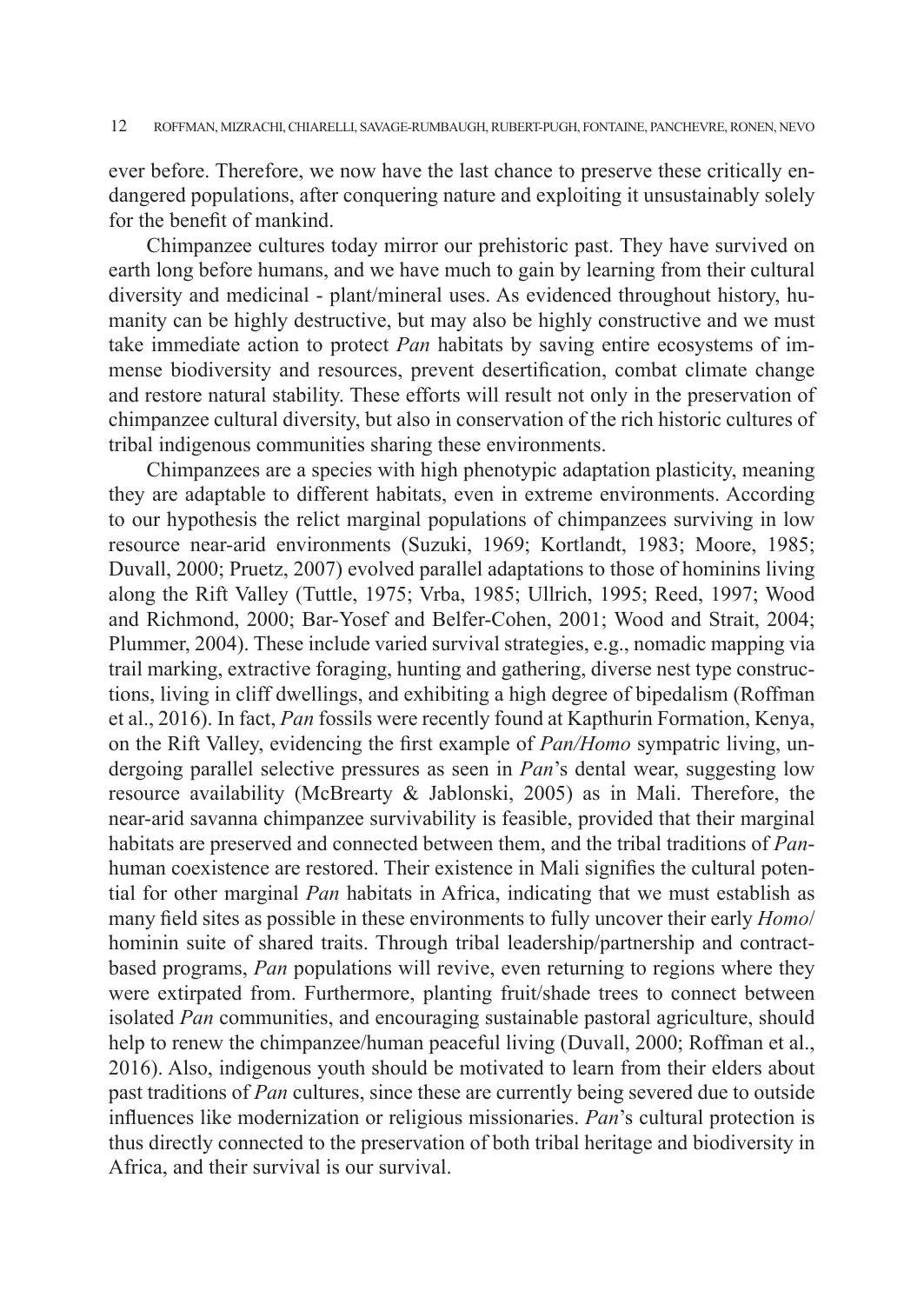ever before. Therefore, we now have the last chance to preserve these critically endangered populations, after conquering nature and exploiting it unsustainably solely for the benefit of mankind.

Chimpanzee cultures today mirror our prehistoric past. They have survived on earth long before humans, and we have much to gain by learning from their cultural diversity and medicinal - plant/mineral uses. As evidenced throughout history, humanity can be highly destructive, but may also be highly constructive and we must take immediate action to protect *Pan* habitats by saving entire ecosystems of immense biodiversity and resources, prevent desertification, combat climate change and restore natural stability. These efforts will result not only in the preservation of chimpanzee cultural diversity, but also in conservation of the rich historic cultures of tribal indigenous communities sharing these environments.

Chimpanzees are a species with high phenotypic adaptation plasticity, meaning they are adaptable to different habitats, even in extreme environments. According to our hypothesis the relict marginal populations of chimpanzees surviving in low resource near-arid environments (Suzuki, 1969; Kortlandt, 1983; Moore, 1985; Duvall, 2000; Pruetz, 2007) evolved parallel adaptations to those of hominins living along the Rift Valley (Tuttle, 1975; Vrba, 1985; Ullrich, 1995; Reed, 1997; Wood and Richmond, 2000; Bar-Yosef and Belfer-Cohen, 2001; Wood and Strait, 2004; Plummer, 2004). These include varied survival strategies, e.g., nomadic mapping via trail marking, extractive foraging, hunting and gathering, diverse nest type constructions, living in cliff dwellings, and exhibiting a high degree of bipedalism (Roffman et al., 2016). In fact, *Pan* fossils were recently found at Kapthurin Formation, Kenya, on the Rift Valley, evidencing the first example of *Pan/Homo* sympatric living, undergoing parallel selective pressures as seen in *Pan*'s dental wear, suggesting low resource availability (McBrearty & Jablonski, 2005) as in Mali. Therefore, the near-arid savanna chimpanzee survivability is feasible, provided that their marginal habitats are preserved and connected between them, and the tribal traditions of *Pan*-human coexistence are restored. Their existence in Mali signifies the cultural potential for other marginal *Pan* habitats in Africa, indicating that we must establish as many field sites as possible in these environments to fully uncover their early *Homo*/hominin suite of shared traits. Through tribal leadership/partnership and contract-based programs, *Pan* populations will revive, even returning to regions where they were extirpated from. Furthermore, planting fruit/shade trees to connect between isolated *Pan* communities, and encouraging sustainable pastoral agriculture, should help to renew the chimpanzee/human peaceful living (Duvall, 2000; Roffman et al., 2016). Also, indigenous youth should be motivated to learn from their elders about past traditions of *Pan* cultures, since these are currently being severed due to outside influences like modernization or religious missionaries. *Pan*'s cultural protection is thus directly connected to the preservation of both tribal heritage and biodiversity in Africa, and their survival is our survival.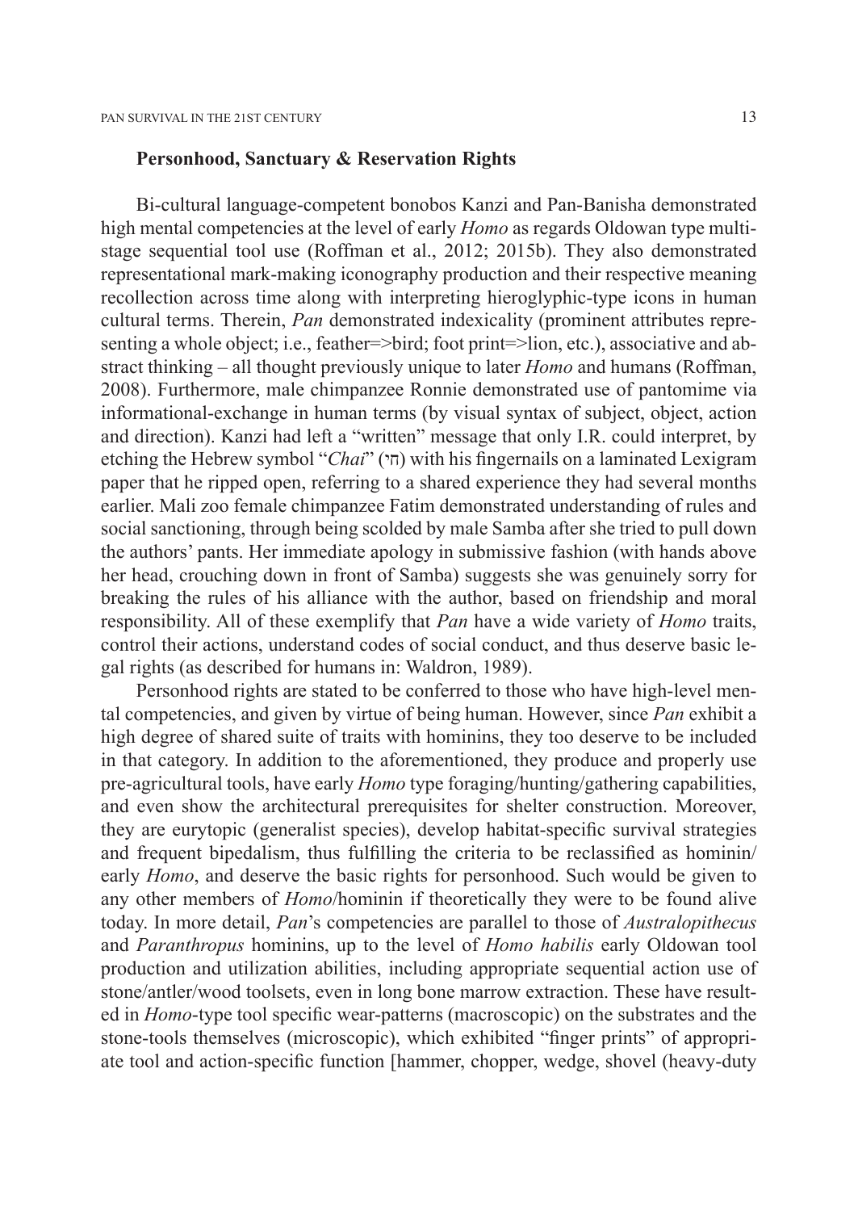### Personhood, Sanctuary & Reservation Rights

Bi-cultural language-competent bonobos Kanzi and Pan-Banisha demonstrated high mental competencies at the level of early *Homo* as regards Oldowan type multi-stage sequential tool use (Roffman et al., 2012; 2015b). They also demonstrated representational mark-making iconography production and their respective meaning recollection across time along with interpreting hieroglyphic-type icons in human cultural terms. Therein, *Pan* demonstrated indexicality (prominent attributes representing a whole object; i.e., feather=>bird; foot print=>lion, etc.), associative and abstract thinking – all thought previously unique to later *Homo* and humans (Roffman, 2008). Furthermore, male chimpanzee Ronnie demonstrated use of pantomime via informational-exchange in human terms (by visual syntax of subject, object, action and direction). Kanzi had left a "written" message that only I.R. could interpret, by etching the Hebrew symbol "*Chai*" (חי) with his fingernails on a laminated Lexigram paper that he ripped open, referring to a shared experience they had several months earlier. Mali zoo female chimpanzee Fatim demonstrated understanding of rules and social sanctioning, through being scolded by male Samba after she tried to pull down the authors' pants. Her immediate apology in submissive fashion (with hands above her head, crouching down in front of Samba) suggests she was genuinely sorry for breaking the rules of his alliance with the author, based on friendship and moral responsibility. All of these exemplify that *Pan* have a wide variety of *Homo* traits, control their actions, understand codes of social conduct, and thus deserve basic legal rights (as described for humans in: Waldron, 1989).

Personhood rights are stated to be conferred to those who have high-level mental competencies, and given by virtue of being human. However, since *Pan* exhibit a high degree of shared suite of traits with hominins, they too deserve to be included in that category. In addition to the aforementioned, they produce and properly use pre-agricultural tools, have early *Homo* type foraging/hunting/gathering capabilities, and even show the architectural prerequisites for shelter construction. Moreover, they are eurytopic (generalist species), develop habitat-specific survival strategies and frequent bipedalism, thus fulfilling the criteria to be reclassified as hominin/early *Homo*, and deserve the basic rights for personhood. Such would be given to any other members of *Homo*/hominin if theoretically they were to be found alive today. In more detail, *Pan*'s competencies are parallel to those of *Australopithecus* and *Paranthropus* hominins, up to the level of *Homo habilis* early Oldowan tool production and utilization abilities, including appropriate sequential action use of stone/antler/wood toolsets, even in long bone marrow extraction. These have resulted in *Homo*-type tool specific wear-patterns (macroscopic) on the substrates and the stone-tools themselves (microscopic), which exhibited "finger prints" of appropriate tool and action-specific function [hammer, chopper, wedge, shovel (heavy-duty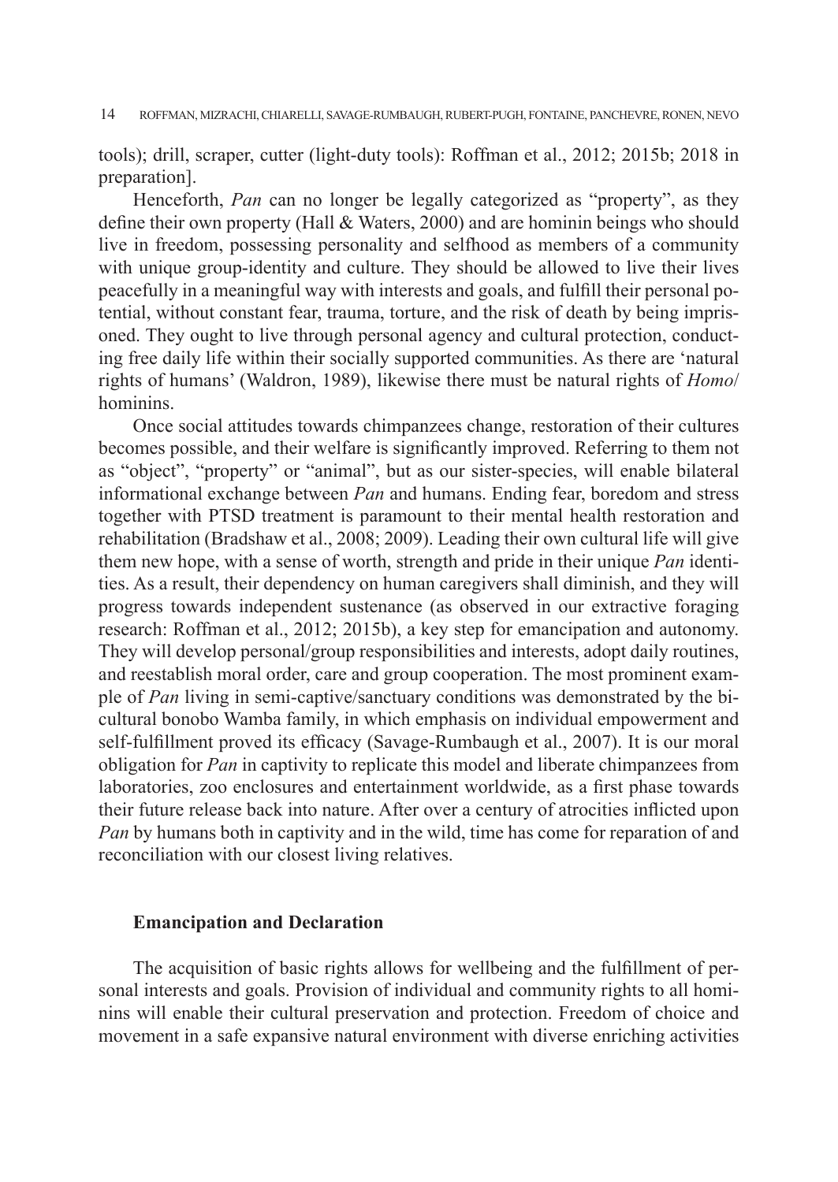tools); drill, scraper, cutter (light-duty tools): Roffman et al., 2012; 2015b; 2018 in preparation].

Henceforth, *Pan* can no longer be legally categorized as "property", as they define their own property (Hall & Waters, 2000) and are hominin beings who should live in freedom, possessing personality and selfhood as members of a community with unique group-identity and culture. They should be allowed to live their lives peacefully in a meaningful way with interests and goals, and fulfill their personal potential, without constant fear, trauma, torture, and the risk of death by being imprisoned. They ought to live through personal agency and cultural protection, conducting free daily life within their socially supported communities. As there are 'natural rights of humans' (Waldron, 1989), likewise there must be natural rights of *Homo*/hominins.

Once social attitudes towards chimpanzees change, restoration of their cultures becomes possible, and their welfare is significantly improved. Referring to them not as "object", "property" or "animal", but as our sister-species, will enable bilateral informational exchange between *Pan* and humans. Ending fear, boredom and stress together with PTSD treatment is paramount to their mental health restoration and rehabilitation (Bradshaw et al., 2008; 2009). Leading their own cultural life will give them new hope, with a sense of worth, strength and pride in their unique *Pan* identities. As a result, their dependency on human caregivers shall diminish, and they will progress towards independent sustenance (as observed in our extractive foraging research: Roffman et al., 2012; 2015b), a key step for emancipation and autonomy. They will develop personal/group responsibilities and interests, adopt daily routines, and reestablish moral order, care and group cooperation. The most prominent example of *Pan* living in semi-captive/sanctuary conditions was demonstrated by the bicultural bonobo Wamba family, in which emphasis on individual empowerment and self-fulfillment proved its efficacy (Savage-Rumbaugh et al., 2007). It is our moral obligation for *Pan* in captivity to replicate this model and liberate chimpanzees from laboratories, zoo enclosures and entertainment worldwide, as a first phase towards their future release back into nature. After over a century of atrocities inflicted upon *Pan* by humans both in captivity and in the wild, time has come for reparation of and reconciliation with our closest living relatives.

## Emancipation and Declaration

The acquisition of basic rights allows for wellbeing and the fulfillment of personal interests and goals. Provision of individual and community rights to all hominins will enable their cultural preservation and protection. Freedom of choice and movement in a safe expansive natural environment with diverse enriching activities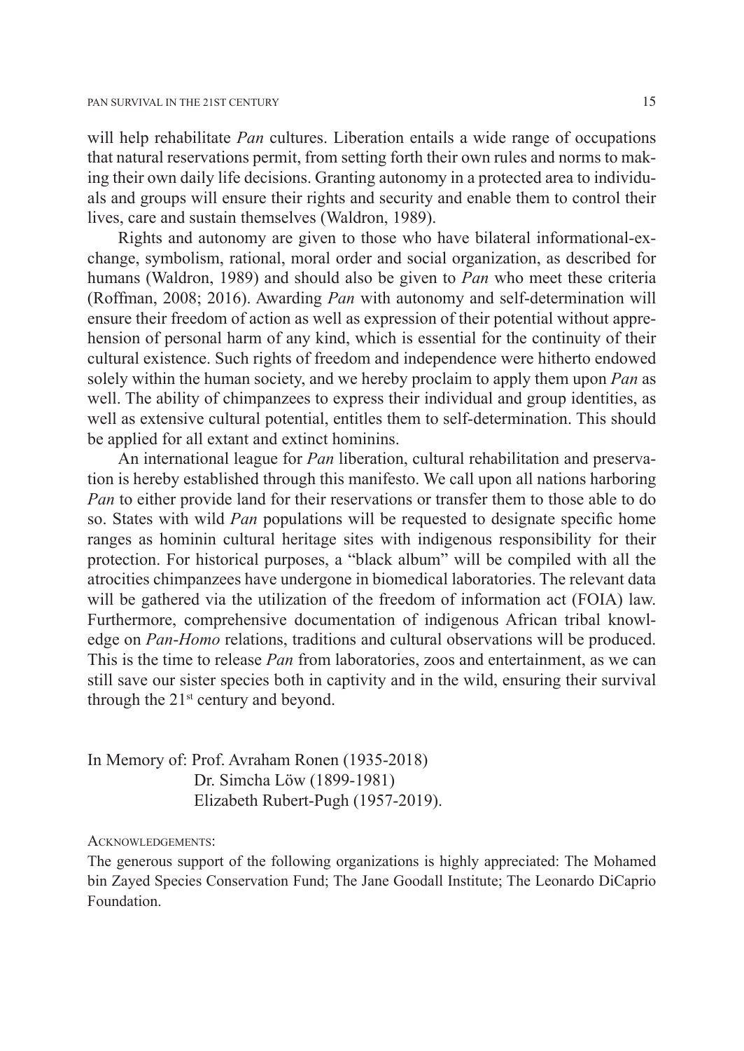will help rehabilitate *Pan* cultures. Liberation entails a wide range of occupations that natural reservations permit, from setting forth their own rules and norms to making their own daily life decisions. Granting autonomy in a protected area to individuals and groups will ensure their rights and security and enable them to control their lives, care and sustain themselves (Waldron, 1989).

Rights and autonomy are given to those who have bilateral informational-exchange, symbolism, rational, moral order and social organization, as described for humans (Waldron, 1989) and should also be given to *Pan* who meet these criteria (Roffman, 2008; 2016). Awarding *Pan* with autonomy and self-determination will ensure their freedom of action as well as expression of their potential without apprehension of personal harm of any kind, which is essential for the continuity of their cultural existence. Such rights of freedom and independence were hitherto endowed solely within the human society, and we hereby proclaim to apply them upon *Pan* as well. The ability of chimpanzees to express their individual and group identities, as well as extensive cultural potential, entitles them to self-determination. This should be applied for all extant and extinct hominins.

An international league for *Pan* liberation, cultural rehabilitation and preservation is hereby established through this manifesto. We call upon all nations harboring *Pan* to either provide land for their reservations or transfer them to those able to do so. States with wild *Pan* populations will be requested to designate specific home ranges as hominin cultural heritage sites with indigenous responsibility for their protection. For historical purposes, a "black album" will be compiled with all the atrocities chimpanzees have undergone in biomedical laboratories. The relevant data will be gathered via the utilization of the freedom of information act (FOIA) law. Furthermore, comprehensive documentation of indigenous African tribal knowledge on *Pan-Homo* relations, traditions and cultural observations will be produced. This is the time to release *Pan* from laboratories, zoos and entertainment, as we can still save our sister species both in captivity and in the wild, ensuring their survival through the 21st century and beyond.

In Memory of: Prof. Avraham Ronen (1935-2018)
Dr. Simcha Löw (1899-1981)
Elizabeth Rubert-Pugh (1957-2019).

Acknowledgements:

The generous support of the following organizations is highly appreciated: The Mohamed bin Zayed Species Conservation Fund; The Jane Goodall Institute; The Leonardo DiCaprio Foundation.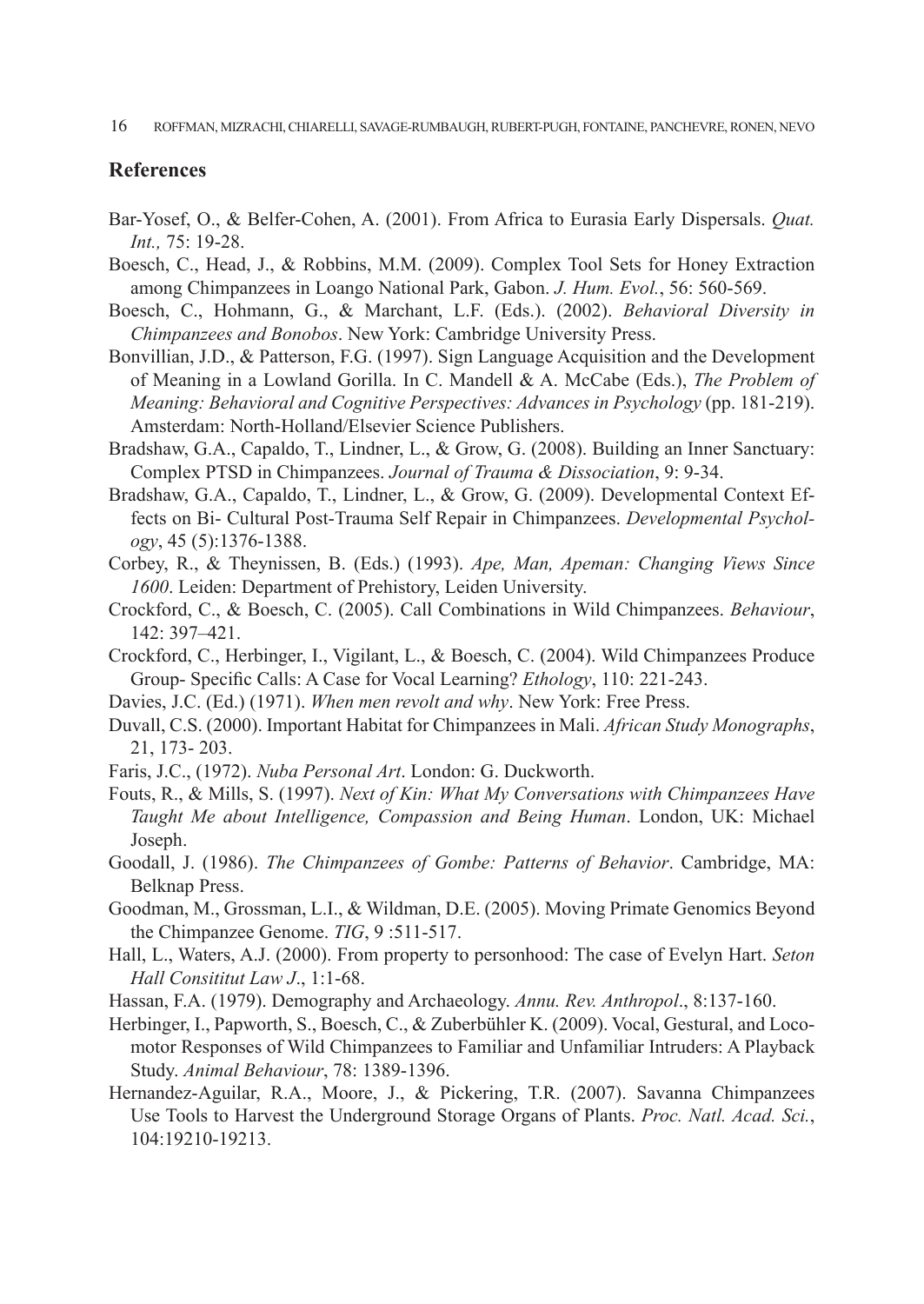## References

Bar-Yosef, O., & Belfer-Cohen, A. (2001). From Africa to Eurasia Early Dispersals. *Quat. Int.,* 75: 19-28.

Boesch, C., Head, J., & Robbins, M.M. (2009). Complex Tool Sets for Honey Extraction among Chimpanzees in Loango National Park, Gabon. *J. Hum. Evol.*, 56: 560-569.

Boesch, C., Hohmann, G., & Marchant, L.F. (Eds.). (2002). *Behavioral Diversity in Chimpanzees and Bonobos*. New York: Cambridge University Press.

Bonvillian, J.D., & Patterson, F.G. (1997). Sign Language Acquisition and the Development of Meaning in a Lowland Gorilla. In C. Mandell & A. McCabe (Eds.), *The Problem of Meaning: Behavioral and Cognitive Perspectives: Advances in Psychology* (pp. 181-219). Amsterdam: North-Holland/Elsevier Science Publishers.

Bradshaw, G.A., Capaldo, T., Lindner, L., & Grow, G. (2008). Building an Inner Sanctuary: Complex PTSD in Chimpanzees. *Journal of Trauma & Dissociation*, 9: 9-34.

Bradshaw, G.A., Capaldo, T., Lindner, L., & Grow, G. (2009). Developmental Context Effects on Bi- Cultural Post-Trauma Self Repair in Chimpanzees. *Developmental Psychology*, 45 (5):1376-1388.

Corbey, R., & Theynissen, B. (Eds.) (1993). *Ape, Man, Apeman: Changing Views Since 1600*. Leiden: Department of Prehistory, Leiden University.

Crockford, C., & Boesch, C. (2005). Call Combinations in Wild Chimpanzees. *Behaviour*, 142: 397–421.

Crockford, C., Herbinger, I., Vigilant, L., & Boesch, C. (2004). Wild Chimpanzees Produce Group- Specific Calls: A Case for Vocal Learning? *Ethology*, 110: 221-243.

Davies, J.C. (Ed.) (1971). *When men revolt and why*. New York: Free Press.

Duvall, C.S. (2000). Important Habitat for Chimpanzees in Mali. *African Study Monographs*, 21, 173- 203.

Faris, J.C., (1972). *Nuba Personal Art*. London: G. Duckworth.

Fouts, R., & Mills, S. (1997). *Next of Kin: What My Conversations with Chimpanzees Have Taught Me about Intelligence, Compassion and Being Human*. London, UK: Michael Joseph.

Goodall, J. (1986). *The Chimpanzees of Gombe: Patterns of Behavior*. Cambridge, MA: Belknap Press.

Goodman, M., Grossman, L.I., & Wildman, D.E. (2005). Moving Primate Genomics Beyond the Chimpanzee Genome. *TIG*, 9 :511-517.

Hall, L., Waters, A.J. (2000). From property to personhood: The case of Evelyn Hart. *Seton Hall Consititut Law J*., 1:1-68.

Hassan, F.A. (1979). Demography and Archaeology. *Annu. Rev. Anthropol*., 8:137-160.

Herbinger, I., Papworth, S., Boesch, C., & Zuberbühler K. (2009). Vocal, Gestural, and Locomotor Responses of Wild Chimpanzees to Familiar and Unfamiliar Intruders: A Playback Study. *Animal Behaviour*, 78: 1389-1396.

Hernandez-Aguilar, R.A., Moore, J., & Pickering, T.R. (2007). Savanna Chimpanzees Use Tools to Harvest the Underground Storage Organs of Plants. *Proc. Natl. Acad. Sci.*, 104:19210-19213.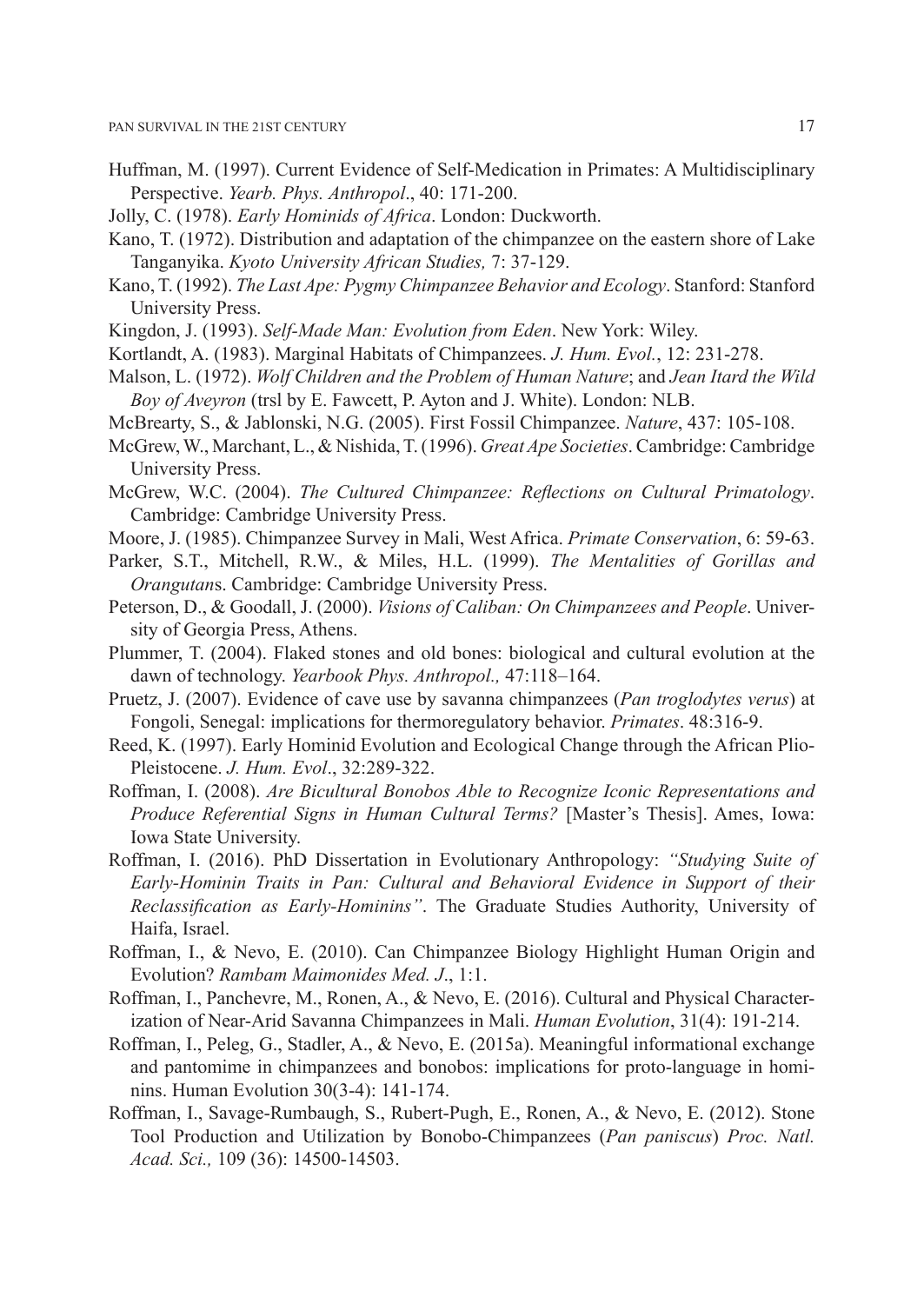Huffman, M. (1997). Current Evidence of Self-Medication in Primates: A Multidisciplinary Perspective. *Yearb. Phys. Anthropol*., 40: 171-200.

Jolly, C. (1978). *Early Hominids of Africa*. London: Duckworth.

Kano, T. (1972). Distribution and adaptation of the chimpanzee on the eastern shore of Lake Tanganyika. *Kyoto University African Studies,* 7: 37-129.

Kano, T. (1992). *The Last Ape: Pygmy Chimpanzee Behavior and Ecology*. Stanford: Stanford University Press.

Kingdon, J. (1993). *Self-Made Man: Evolution from Eden*. New York: Wiley.

Kortlandt, A. (1983). Marginal Habitats of Chimpanzees. *J. Hum. Evol.*, 12: 231-278.

Malson, L. (1972). *Wolf Children and the Problem of Human Nature*; and *Jean Itard the Wild Boy of Aveyron* (trsl by E. Fawcett, P. Ayton and J. White). London: NLB.

McBrearty, S., & Jablonski, N.G. (2005). First Fossil Chimpanzee. *Nature*, 437: 105-108.

McGrew, W., Marchant, L., & Nishida, T. (1996). *Great Ape Societies*. Cambridge: Cambridge University Press.

McGrew, W.C. (2004). *The Cultured Chimpanzee: Reflections on Cultural Primatology*. Cambridge: Cambridge University Press.

Moore, J. (1985). Chimpanzee Survey in Mali, West Africa. *Primate Conservation*, 6: 59-63.

Parker, S.T., Mitchell, R.W., & Miles, H.L. (1999). *The Mentalities of Gorillas and Orangutan*s. Cambridge: Cambridge University Press.

Peterson, D., & Goodall, J. (2000). *Visions of Caliban: On Chimpanzees and People*. University of Georgia Press, Athens.

Plummer, T. (2004). Flaked stones and old bones: biological and cultural evolution at the dawn of technology. *Yearbook Phys. Anthropol.,* 47:118–164.

Pruetz, J. (2007). Evidence of cave use by savanna chimpanzees (*Pan troglodytes verus*) at Fongoli, Senegal: implications for thermoregulatory behavior. *Primates*. 48:316-9.

Reed, K. (1997). Early Hominid Evolution and Ecological Change through the African Plio-Pleistocene. *J. Hum. Evol*., 32:289-322.

Roffman, I. (2008). *Are Bicultural Bonobos Able to Recognize Iconic Representations and Produce Referential Signs in Human Cultural Terms?* [Master's Thesis]. Ames, Iowa: Iowa State University.

Roffman, I. (2016). PhD Dissertation in Evolutionary Anthropology: *"Studying Suite of Early-Hominin Traits in Pan: Cultural and Behavioral Evidence in Support of their Reclassification as Early-Hominins"*. The Graduate Studies Authority, University of Haifa, Israel.

Roffman, I., & Nevo, E. (2010). Can Chimpanzee Biology Highlight Human Origin and Evolution? *Rambam Maimonides Med. J*., 1:1.

Roffman, I., Panchevre, M., Ronen, A., & Nevo, E. (2016). Cultural and Physical Characterization of Near-Arid Savanna Chimpanzees in Mali. *Human Evolution*, 31(4): 191-214.

Roffman, I., Peleg, G., Stadler, A., & Nevo, E. (2015a). Meaningful informational exchange and pantomime in chimpanzees and bonobos: implications for proto-language in hominins. Human Evolution 30(3-4): 141-174.

Roffman, I., Savage-Rumbaugh, S., Rubert-Pugh, E., Ronen, A., & Nevo, E. (2012). Stone Tool Production and Utilization by Bonobo-Chimpanzees (*Pan paniscus*) *Proc. Natl. Acad. Sci.,* 109 (36): 14500-14503.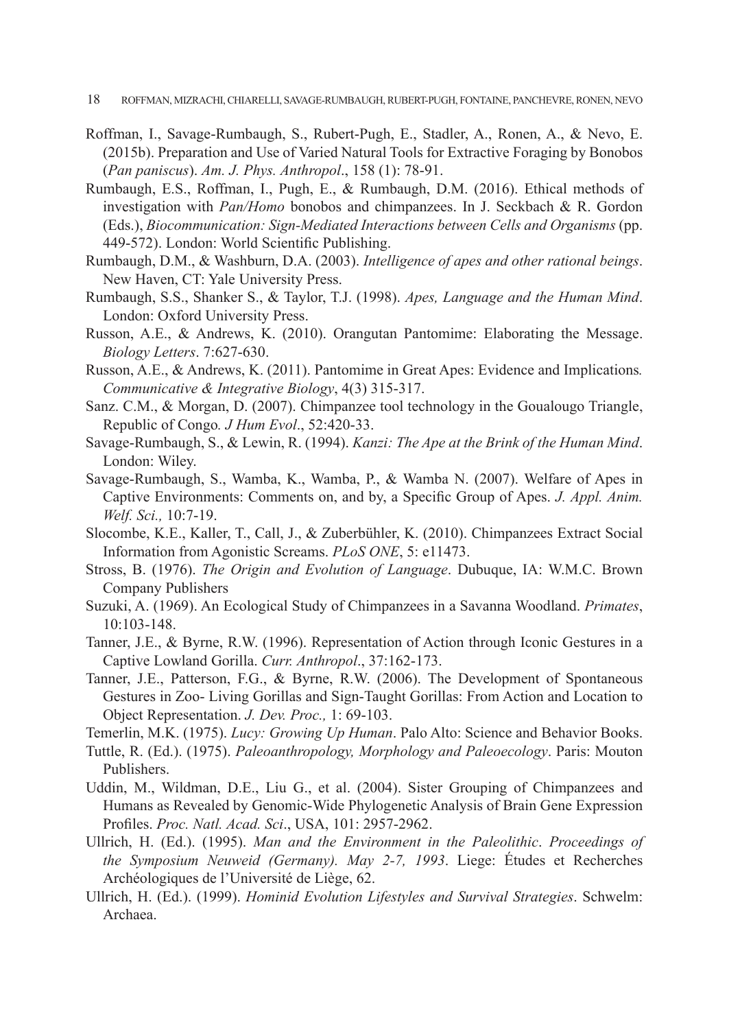Roffman, I., Savage-Rumbaugh, S., Rubert-Pugh, E., Stadler, A., Ronen, A., & Nevo, E. (2015b). Preparation and Use of Varied Natural Tools for Extractive Foraging by Bonobos (*Pan paniscus*). *Am. J. Phys. Anthropol*., 158 (1): 78-91.

Rumbaugh, E.S., Roffman, I., Pugh, E., & Rumbaugh, D.M. (2016). Ethical methods of investigation with *Pan/Homo* bonobos and chimpanzees. In J. Seckbach & R. Gordon (Eds.), *Biocommunication: Sign-Mediated Interactions between Cells and Organisms* (pp. 449-572). London: World Scientific Publishing.

Rumbaugh, D.M., & Washburn, D.A. (2003). *Intelligence of apes and other rational beings*. New Haven, CT: Yale University Press.

Rumbaugh, S.S., Shanker S., & Taylor, T.J. (1998). *Apes, Language and the Human Mind*. London: Oxford University Press.

Russon, A.E., & Andrews, K. (2010). Orangutan Pantomime: Elaborating the Message. *Biology Letters*. 7:627-630.

Russon, A.E., & Andrews, K. (2011). Pantomime in Great Apes: Evidence and Implications*. Communicative & Integrative Biology*, 4(3) 315-317.

Sanz. C.M., & Morgan, D. (2007). Chimpanzee tool technology in the Goualougo Triangle, Republic of Congo*. J Hum Evol*., 52:420-33.

Savage-Rumbaugh, S., & Lewin, R. (1994). *Kanzi: The Ape at the Brink of the Human Mind*. London: Wiley.

Savage-Rumbaugh, S., Wamba, K., Wamba, P., & Wamba N. (2007). Welfare of Apes in Captive Environments: Comments on, and by, a Specific Group of Apes. *J. Appl. Anim. Welf. Sci.,* 10:7-19.

Slocombe, K.E., Kaller, T., Call, J., & Zuberbühler, K. (2010). Chimpanzees Extract Social Information from Agonistic Screams. *PLoS ONE*, 5: e11473.

Stross, B. (1976). *The Origin and Evolution of Language*. Dubuque, IA: W.M.C. Brown Company Publishers

Suzuki, A. (1969). An Ecological Study of Chimpanzees in a Savanna Woodland. *Primates*, 10:103-148.

Tanner, J.E., & Byrne, R.W. (1996). Representation of Action through Iconic Gestures in a Captive Lowland Gorilla. *Curr. Anthropol*., 37:162-173.

Tanner, J.E., Patterson, F.G., & Byrne, R.W. (2006). The Development of Spontaneous Gestures in Zoo- Living Gorillas and Sign-Taught Gorillas: From Action and Location to Object Representation. *J. Dev. Proc.,* 1: 69-103.

Temerlin, M.K. (1975). *Lucy: Growing Up Human*. Palo Alto: Science and Behavior Books.

Tuttle, R. (Ed.). (1975). *Paleoanthropology, Morphology and Paleoecology*. Paris: Mouton Publishers.

Uddin, M., Wildman, D.E., Liu G., et al. (2004). Sister Grouping of Chimpanzees and Humans as Revealed by Genomic-Wide Phylogenetic Analysis of Brain Gene Expression Profiles. *Proc. Natl. Acad. Sci*., USA, 101: 2957-2962.

Ullrich, H. (Ed.). (1995). *Man and the Environment in the Paleolithic*. *Proceedings of the Symposium Neuweid (Germany). May 2-7, 1993*. Liege: Études et Recherches Archéologiques de l'Université de Liège, 62.

Ullrich, H. (Ed.). (1999). *Hominid Evolution Lifestyles and Survival Strategies*. Schwelm: Archaea.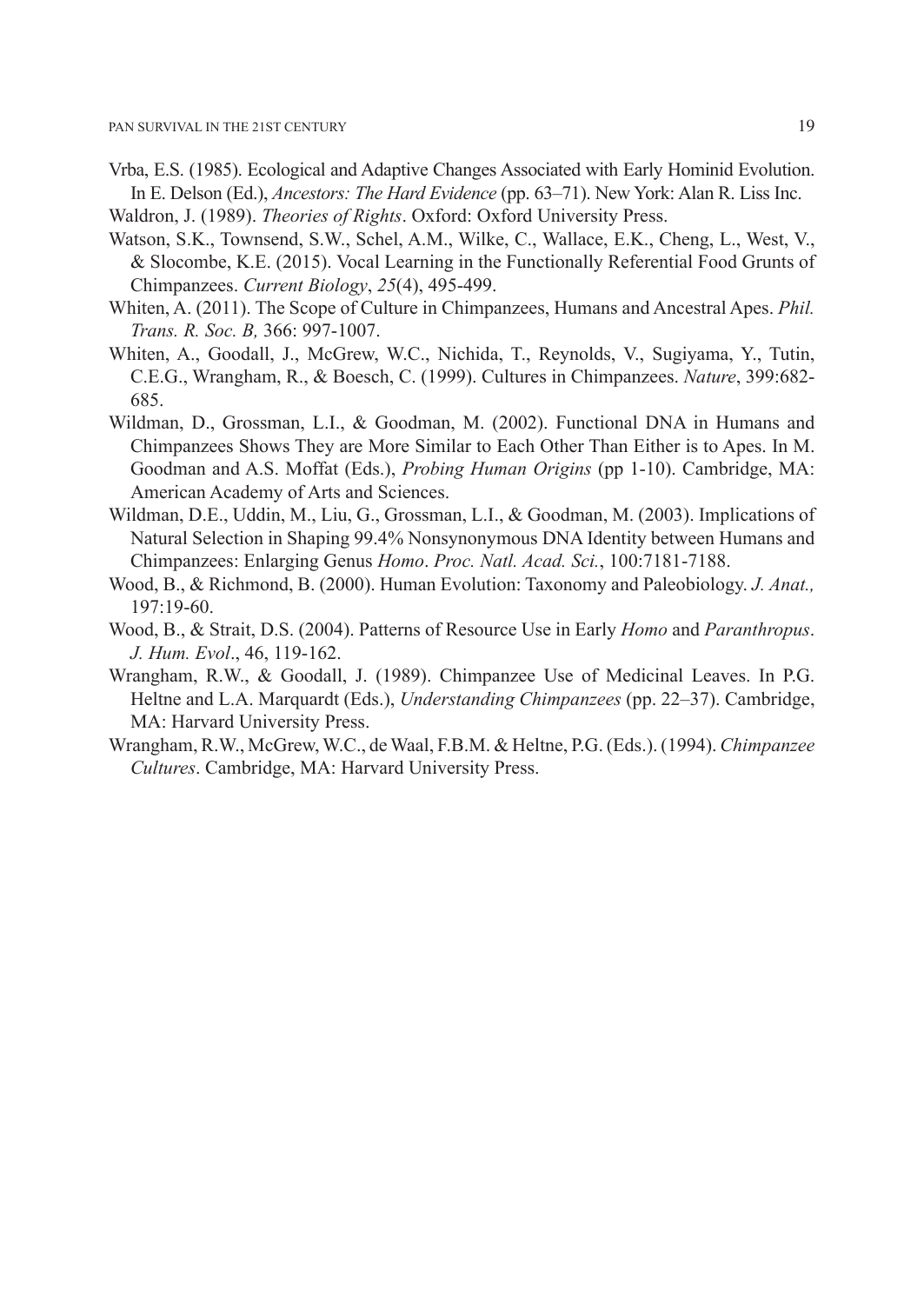Vrba, E.S. (1985). Ecological and Adaptive Changes Associated with Early Hominid Evolution. In E. Delson (Ed.), *Ancestors: The Hard Evidence* (pp. 63–71). New York: Alan R. Liss Inc.

Waldron, J. (1989). *Theories of Rights*. Oxford: Oxford University Press.

Watson, S.K., Townsend, S.W., Schel, A.M., Wilke, C., Wallace, E.K., Cheng, L., West, V., & Slocombe, K.E. (2015). Vocal Learning in the Functionally Referential Food Grunts of Chimpanzees. *Current Biology*, *25*(4), 495-499.

Whiten, A. (2011). The Scope of Culture in Chimpanzees, Humans and Ancestral Apes. *Phil. Trans. R. Soc. B,* 366: 997-1007.

Whiten, A., Goodall, J., McGrew, W.C., Nichida, T., Reynolds, V., Sugiyama, Y., Tutin, C.E.G., Wrangham, R., & Boesch, C. (1999). Cultures in Chimpanzees. *Nature*, 399:682-685.

Wildman, D., Grossman, L.I., & Goodman, M. (2002). Functional DNA in Humans and Chimpanzees Shows They are More Similar to Each Other Than Either is to Apes. In M. Goodman and A.S. Moffat (Eds.), *Probing Human Origins* (pp 1-10). Cambridge, MA: American Academy of Arts and Sciences.

Wildman, D.E., Uddin, M., Liu, G., Grossman, L.I., & Goodman, M. (2003). Implications of Natural Selection in Shaping 99.4% Nonsynonymous DNA Identity between Humans and Chimpanzees: Enlarging Genus *Homo*. *Proc. Natl. Acad. Sci.*, 100:7181-7188.

Wood, B., & Richmond, B. (2000). Human Evolution: Taxonomy and Paleobiology. *J. Anat.,* 197:19-60.

Wood, B., & Strait, D.S. (2004). Patterns of Resource Use in Early *Homo* and *Paranthropus*. *J. Hum. Evol*., 46, 119-162.

Wrangham, R.W., & Goodall, J. (1989). Chimpanzee Use of Medicinal Leaves. In P.G. Heltne and L.A. Marquardt (Eds.), *Understanding Chimpanzees* (pp. 22–37). Cambridge, MA: Harvard University Press.

Wrangham, R.W., McGrew, W.C., de Waal, F.B.M. & Heltne, P.G. (Eds.). (1994). *Chimpanzee Cultures*. Cambridge, MA: Harvard University Press.